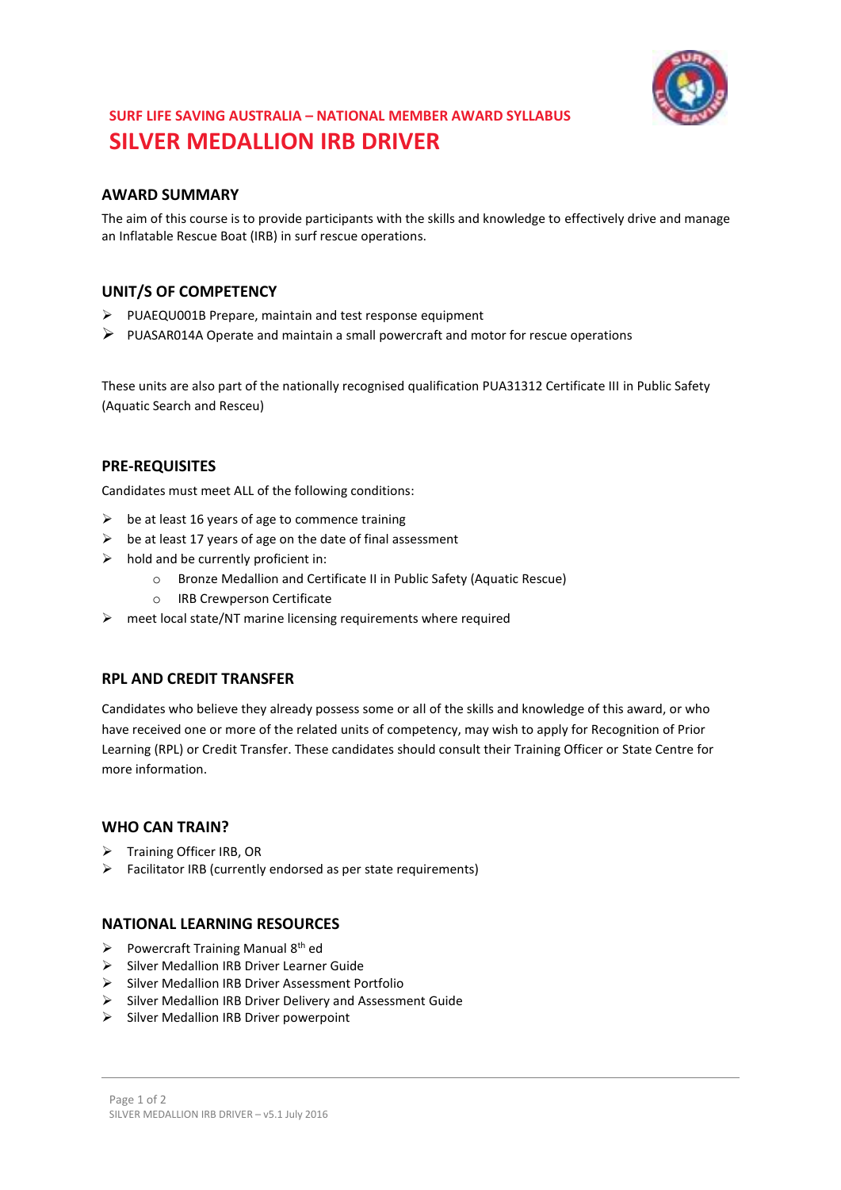SURF LIFE SAVING AUSTRALIA – NATIONAL MEMBER AWARD SYLLABUS

# SILVER MEDALLION IRB DRIVER

## AWARD SUMMARY

The aim of this course is to provide participants with the skills and knowledge to effectively drive and manage an Inflatable Rescue Boat (IRB) in surf rescue operations.

## UNIT/S OF COMPETENCY

- PUAEQU001B Prepare, maintain and test response equipment
- PUASAR014A Operate and maintain a small powercraft and motor for rescue operations

These units are also part of the nationally recognised qualification PUA31312 Certificate III in Public Safety (Aquatic Search and Resceu)

## PRE-REQUISITES

Candidates must meet ALL of the following conditions:

- be at least 16 years of age to commence training
- be at least 17 years of age on the date of final assessment
- hold and be currently proficient in:
  - Bronze Medallion and Certificate II in Public Safety (Aquatic Rescue)
  - IRB Crewperson Certificate
- meet local state/NT marine licensing requirements where required

## RPL AND CREDIT TRANSFER

Candidates who believe they already possess some or all of the skills and knowledge of this award, or who have received one or more of the related units of competency, may wish to apply for Recognition of Prior Learning (RPL) or Credit Transfer. These candidates should consult their Training Officer or State Centre for more information.

## WHO CAN TRAIN?

- Training Officer IRB, OR
- Facilitator IRB (currently endorsed as per state requirements)

## NATIONAL LEARNING RESOURCES

- Powercraft Training Manual 8th ed
- Silver Medallion IRB Driver Learner Guide
- Silver Medallion IRB Driver Assessment Portfolio
- Silver Medallion IRB Driver Delivery and Assessment Guide
- Silver Medallion IRB Driver powerpoint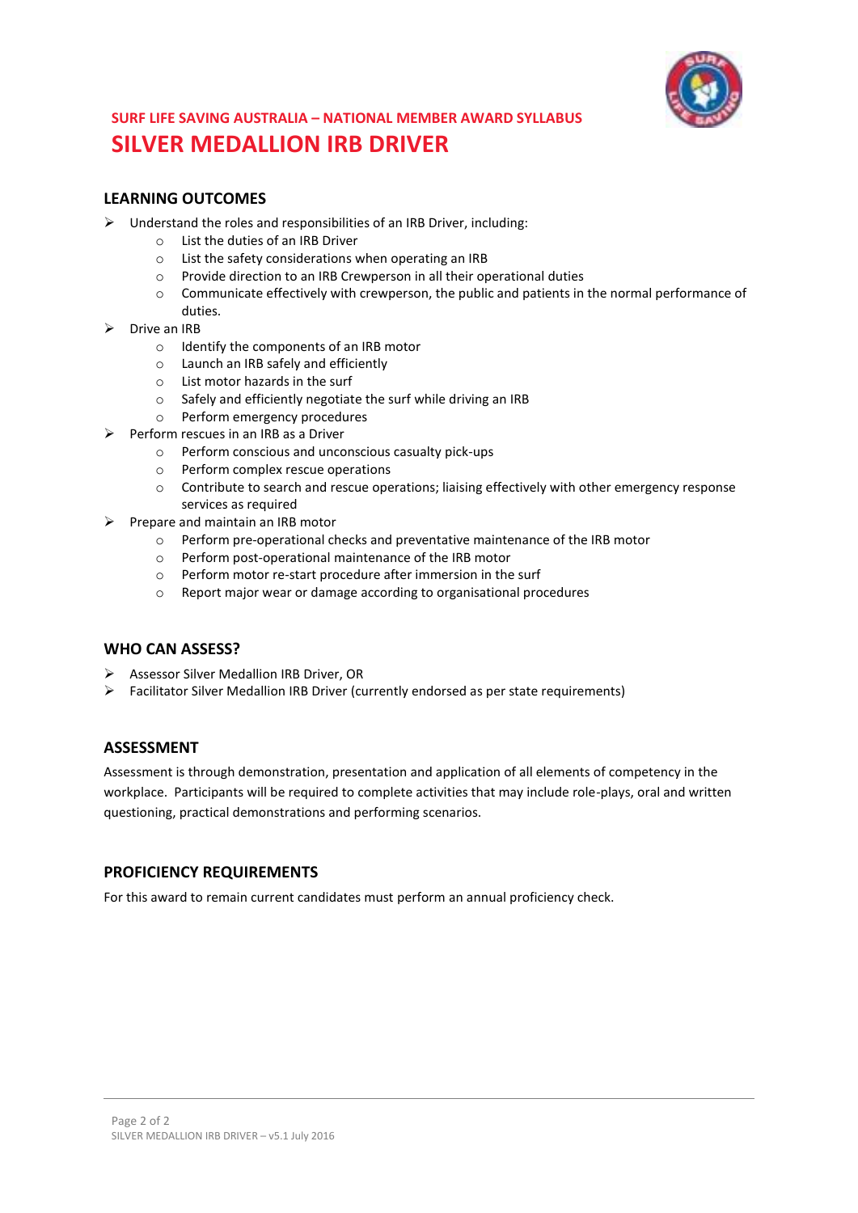**SURF LIFE SAVING AUSTRALIA – NATIONAL MEMBER AWARD SYLLABUS**

# SILVER MEDALLION IRB DRIVER

## LEARNING OUTCOMES

- Understand the roles and responsibilities of an IRB Driver, including:
  - List the duties of an IRB Driver
  - List the safety considerations when operating an IRB
  - Provide direction to an IRB Crewperson in all their operational duties
  - Communicate effectively with crewperson, the public and patients in the normal performance of duties.
- Drive an IRB
  - Identify the components of an IRB motor
  - Launch an IRB safely and efficiently
  - List motor hazards in the surf
  - Safely and efficiently negotiate the surf while driving an IRB
  - Perform emergency procedures
- Perform rescues in an IRB as a Driver
  - Perform conscious and unconscious casualty pick-ups
  - Perform complex rescue operations
  - Contribute to search and rescue operations; liaising effectively with other emergency response services as required
- Prepare and maintain an IRB motor
  - Perform pre-operational checks and preventative maintenance of the IRB motor
  - Perform post-operational maintenance of the IRB motor
  - Perform motor re-start procedure after immersion in the surf
  - Report major wear or damage according to organisational procedures

## WHO CAN ASSESS?

- Assessor Silver Medallion IRB Driver, OR
- Facilitator Silver Medallion IRB Driver (currently endorsed as per state requirements)

## ASSESSMENT

Assessment is through demonstration, presentation and application of all elements of competency in the workplace. Participants will be required to complete activities that may include role-plays, oral and written questioning, practical demonstrations and performing scenarios.

## PROFICIENCY REQUIREMENTS

For this award to remain current candidates must perform an annual proficiency check.